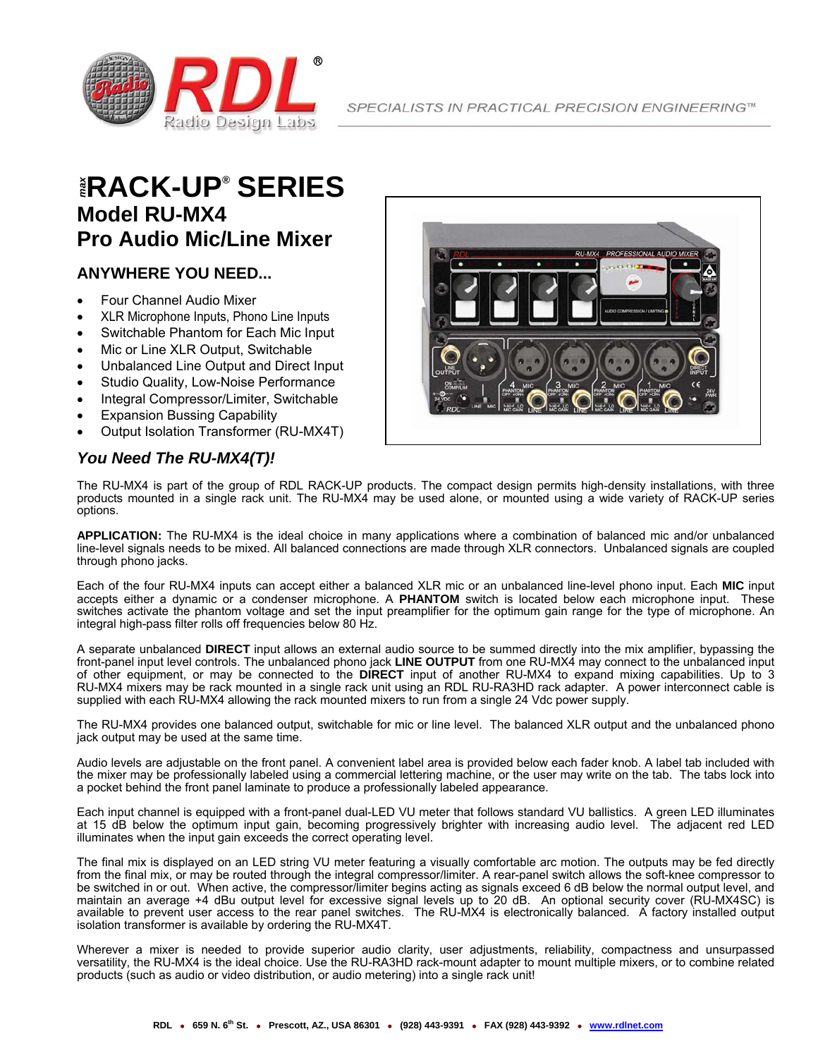SPECIALISTS IN PRACTICAL PRECISION ENGINEERING™

# max RACK-UP® SERIES

## Model RU-MX4
## Pro Audio Mic/Line Mixer

### ANYWHERE YOU NEED...

- Four Channel Audio Mixer
- XLR Microphone Inputs, Phono Line Inputs
- Switchable Phantom for Each Mic Input
- Mic or Line XLR Output, Switchable
- Unbalanced Line Output and Direct Input
- Studio Quality, Low-Noise Performance
- Integral Compressor/Limiter, Switchable
- Expansion Bussing Capability
- Output Isolation Transformer (RU-MX4T)

### *You Need The RU-MX4(T)!*

The RU-MX4 is part of the group of RDL RACK-UP products. The compact design permits high-density installations, with three products mounted in a single rack unit. The RU-MX4 may be used alone, or mounted using a wide variety of RACK-UP series options.

**APPLICATION:** The RU-MX4 is the ideal choice in many applications where a combination of balanced mic and/or unbalanced line-level signals needs to be mixed. All balanced connections are made through XLR connectors. Unbalanced signals are coupled through phono jacks.

Each of the four RU-MX4 inputs can accept either a balanced XLR mic or an unbalanced line-level phono input. Each **MIC** input accepts either a dynamic or a condenser microphone. A **PHANTOM** switch is located below each microphone input. These switches activate the phantom voltage and set the input preamplifier for the optimum gain range for the type of microphone. An integral high-pass filter rolls off frequencies below 80 Hz.

A separate unbalanced **DIRECT** input allows an external audio source to be summed directly into the mix amplifier, bypassing the front-panel input level controls. The unbalanced phono jack **LINE OUTPUT** from one RU-MX4 may connect to the unbalanced input of other equipment, or may be connected to the **DIRECT** input of another RU-MX4 to expand mixing capabilities. Up to 3 RU-MX4 mixers may be rack mounted in a single rack unit using an RDL RU-RA3HD rack adapter. A power interconnect cable is supplied with each RU-MX4 allowing the rack mounted mixers to run from a single 24 Vdc power supply.

The RU-MX4 provides one balanced output, switchable for mic or line level. The balanced XLR output and the unbalanced phono jack output may be used at the same time.

Audio levels are adjustable on the front panel. A convenient label area is provided below each fader knob. A label tab included with the mixer may be professionally labeled using a commercial lettering machine, or the user may write on the tab. The tabs lock into a pocket behind the front panel laminate to produce a professionally labeled appearance.

Each input channel is equipped with a front-panel dual-LED VU meter that follows standard VU ballistics. A green LED illuminates at 15 dB below the optimum input gain, becoming progressively brighter with increasing audio level. The adjacent red LED illuminates when the input gain exceeds the correct operating level.

The final mix is displayed on an LED string VU meter featuring a visually comfortable arc motion. The outputs may be fed directly from the final mix, or may be routed through the integral compressor/limiter. A rear-panel switch allows the soft-knee compressor to be switched in or out. When active, the compressor/limiter begins acting as signals exceed 6 dB below the normal output level, and maintain an average +4 dBu output level for excessive signal levels up to 20 dB. An optional security cover (RU-MX4SC) is available to prevent user access to the rear panel switches. The RU-MX4 is electronically balanced. A factory installed output isolation transformer is available by ordering the RU-MX4T.

Wherever a mixer is needed to provide superior audio clarity, user adjustments, reliability, compactness and unsurpassed versatility, the RU-MX4 is the ideal choice. Use the RU-RA3HD rack-mount adapter to mount multiple mixers, or to combine related products (such as audio or video distribution, or audio metering) into a single rack unit!

RDL • 659 N. 6th St. • Prescott, AZ., USA 86301 • (928) 443-9391 • FAX (928) 443-9392 • www.rdlnet.com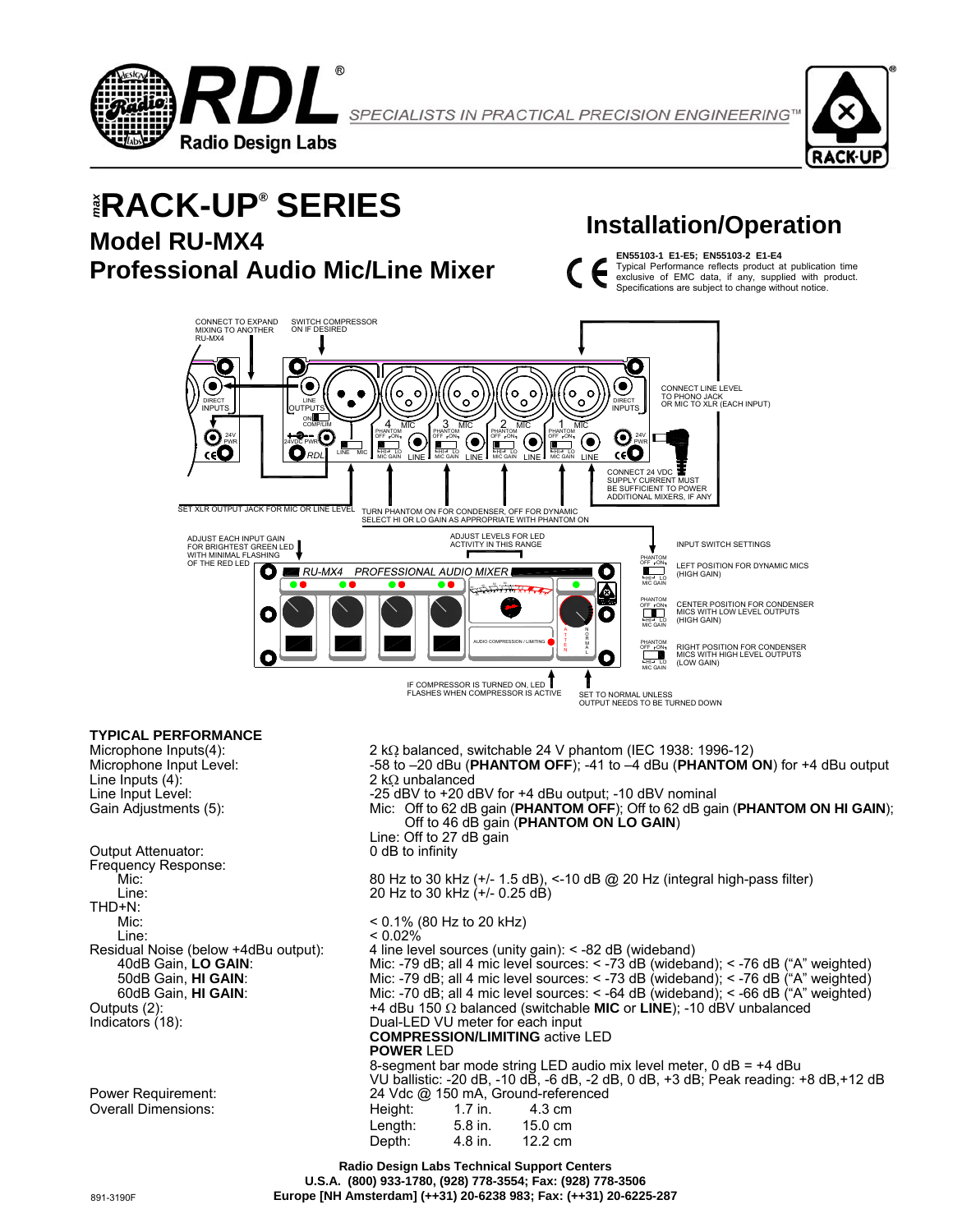Radio Design Labs

SPECIALISTS IN PRACTICAL PRECISION ENGINEERING™

# max RACK-UP® SERIES

## Model RU-MX4
## Professional Audio Mic/Line Mixer

## Installation/Operation

**EN55103-1 E1-E5; EN55103-2 E1-E4**
Typical Performance reflects product at publication time exclusive of EMC data, if any, supplied with product. Specifications are subject to change without notice.

CONNECT TO EXPAND MIXING TO ANOTHER RU-MX4

SWITCH COMPRESSOR ON IF DESIRED

CONNECT LINE LEVEL TO PHONO JACK OR MIC TO XLR (EACH INPUT)

CONNECT 24 VDC SUPPLY CURRENT MUST BE SUFFICIENT TO POWER ADDITIONAL MIXERS, IF ANY

SET XLR OUTPUT JACK FOR MIC OR LINE LEVEL

TURN PHANTOM ON FOR CONDENSER, OFF FOR DYNAMIC
SELECT HI OR LO GAIN AS APPROPRIATE WITH PHANTOM ON

ADJUST EACH INPUT GAIN FOR BRIGHTEST GREEN LED WITH MINIMAL FLASHING OF THE RED LED

ADJUST LEVELS FOR LED ACTIVITY IN THIS RANGE

INPUT SWITCH SETTINGS

LEFT POSITION FOR DYNAMIC MICS (HIGH GAIN)

CENTER POSITION FOR CONDENSER MICS WITH LOW LEVEL OUTPUTS (HIGH GAIN)

RIGHT POSITION FOR CONDENSER MICS WITH HIGH LEVEL OUTPUTS (LOW GAIN)

IF COMPRESSOR IS TURNED ON, LED FLASHES WHEN COMPRESSOR IS ACTIVE

SET TO NORMAL UNLESS OUTPUT NEEDS TO BE TURNED DOWN

### TYPICAL PERFORMANCE

| | |
|---|---|
| Microphone Inputs(4): | 2 kΩ balanced, switchable 24 V phantom (IEC 1938: 1996-12) |
| Microphone Input Level: | -58 to –20 dBu (**PHANTOM OFF**); -41 to –4 dBu (**PHANTOM ON**) for +4 dBu output |
| Line Inputs (4): | 2 kΩ unbalanced |
| Line Input Level: | -25 dBV to +20 dBV for +4 dBu output; -10 dBV nominal |
| Gain Adjustments (5): | Mic: Off to 62 dB gain (**PHANTOM OFF**); Off to 62 dB gain (**PHANTOM ON HI GAIN**); Off to 46 dB gain (**PHANTOM ON LO GAIN**) |
| | Line: Off to 27 dB gain |
| Output Attenuator: | 0 dB to infinity |
| Frequency Response: | |
| Mic: | 80 Hz to 30 kHz (+/- 1.5 dB), <-10 dB @ 20 Hz (integral high-pass filter) |
| Line: | 20 Hz to 30 kHz (+/- 0.25 dB) |
| THD+N: | |
| Mic: | < 0.1% (80 Hz to 20 kHz) |
| Line: | < 0.02% |
| Residual Noise (below +4dBu output): | 4 line level sources (unity gain): < -82 dB (wideband) |
| 40dB Gain, **LO GAIN**: | Mic: -79 dB; all 4 mic level sources: < -73 dB (wideband); < -76 dB ("A" weighted) |
| 50dB Gain, **HI GAIN**: | Mic: -79 dB; all 4 mic level sources: < -73 dB (wideband); < -76 dB ("A" weighted) |
| 60dB Gain, **HI GAIN**: | Mic: -70 dB; all 4 mic level sources: < -64 dB (wideband); < -66 dB ("A" weighted) |
| Outputs (2): | +4 dBu 150 Ω balanced (switchable **MIC** or **LINE**); -10 dBV unbalanced |
| Indicators (18): | Dual-LED VU meter for each input |
| | **COMPRESSION/LIMITING** active LED |
| | **POWER** LED |
| | 8-segment bar mode string LED audio mix level meter, 0 dB = +4 dBu |
| | VU ballistic: -20 dB, -10 dB, -6 dB, -2 dB, 0 dB, +3 dB; Peak reading: +8 dB,+12 dB |
| Power Requirement: | 24 Vdc @ 150 mA, Ground-referenced |
| Overall Dimensions: | Height: 1.7 in. 4.3 cm |
| | Length: 5.8 in. 15.0 cm |
| | Depth: 4.8 in. 12.2 cm |

**Radio Design Labs Technical Support Centers**
**U.S.A. (800) 933-1780, (928) 778-3554; Fax: (928) 778-3506**
**Europe [NH Amsterdam] (++31) 20-6238 983; Fax: (++31) 20-6225-287**

891-3190F